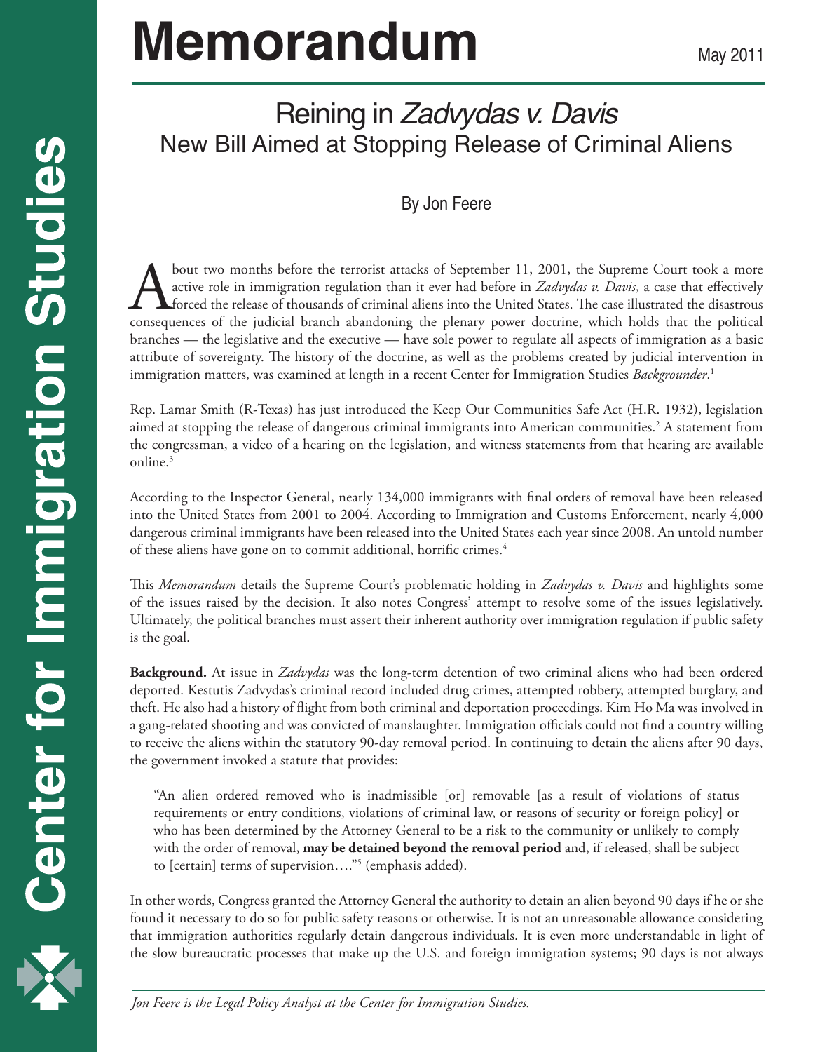# Memorandum

May 2011

## Reining in *Zadvydas v. Davis*
## New Bill Aimed at Stopping Release of Criminal Aliens

By Jon Feere

About two months before the terrorist attacks of September 11, 2001, the Supreme Court took a more active role in immigration regulation than it ever had before in *Zadvydas v. Davis*, a case that effectively forced the release of thousands of criminal aliens into the United States. The case illustrated the disastrous consequences of the judicial branch abandoning the plenary power doctrine, which holds that the political branches — the legislative and the executive — have sole power to regulate all aspects of immigration as a basic attribute of sovereignty. The history of the doctrine, as well as the problems created by judicial intervention in immigration matters, was examined at length in a recent Center for Immigration Studies *Backgrounder*.[1]

Rep. Lamar Smith (R-Texas) has just introduced the Keep Our Communities Safe Act (H.R. 1932), legislation aimed at stopping the release of dangerous criminal immigrants into American communities.[2] A statement from the congressman, a video of a hearing on the legislation, and witness statements from that hearing are available online.[3]

According to the Inspector General, nearly 134,000 immigrants with final orders of removal have been released into the United States from 2001 to 2004. According to Immigration and Customs Enforcement, nearly 4,000 dangerous criminal immigrants have been released into the United States each year since 2008. An untold number of these aliens have gone on to commit additional, horrific crimes.[4]

This *Memorandum* details the Supreme Court's problematic holding in *Zadvydas v. Davis* and highlights some of the issues raised by the decision. It also notes Congress' attempt to resolve some of the issues legislatively. Ultimately, the political branches must assert their inherent authority over immigration regulation if public safety is the goal.

**Background.** At issue in *Zadvydas* was the long-term detention of two criminal aliens who had been ordered deported. Kestutis Zadvydas's criminal record included drug crimes, attempted robbery, attempted burglary, and theft. He also had a history of flight from both criminal and deportation proceedings. Kim Ho Ma was involved in a gang-related shooting and was convicted of manslaughter. Immigration officials could not find a country willing to receive the aliens within the statutory 90-day removal period. In continuing to detain the aliens after 90 days, the government invoked a statute that provides:

> "An alien ordered removed who is inadmissible [or] removable [as a result of violations of status requirements or entry conditions, violations of criminal law, or reasons of security or foreign policy] or who has been determined by the Attorney General to be a risk to the community or unlikely to comply with the order of removal, **may be detained beyond the removal period** and, if released, shall be subject to [certain] terms of supervision…."[5] (emphasis added).

In other words, Congress granted the Attorney General the authority to detain an alien beyond 90 days if he or she found it necessary to do so for public safety reasons or otherwise. It is not an unreasonable allowance considering that immigration authorities regularly detain dangerous individuals. It is even more understandable in light of the slow bureaucratic processes that make up the U.S. and foreign immigration systems; 90 days is not always

*Jon Feere is the Legal Policy Analyst at the Center for Immigration Studies.*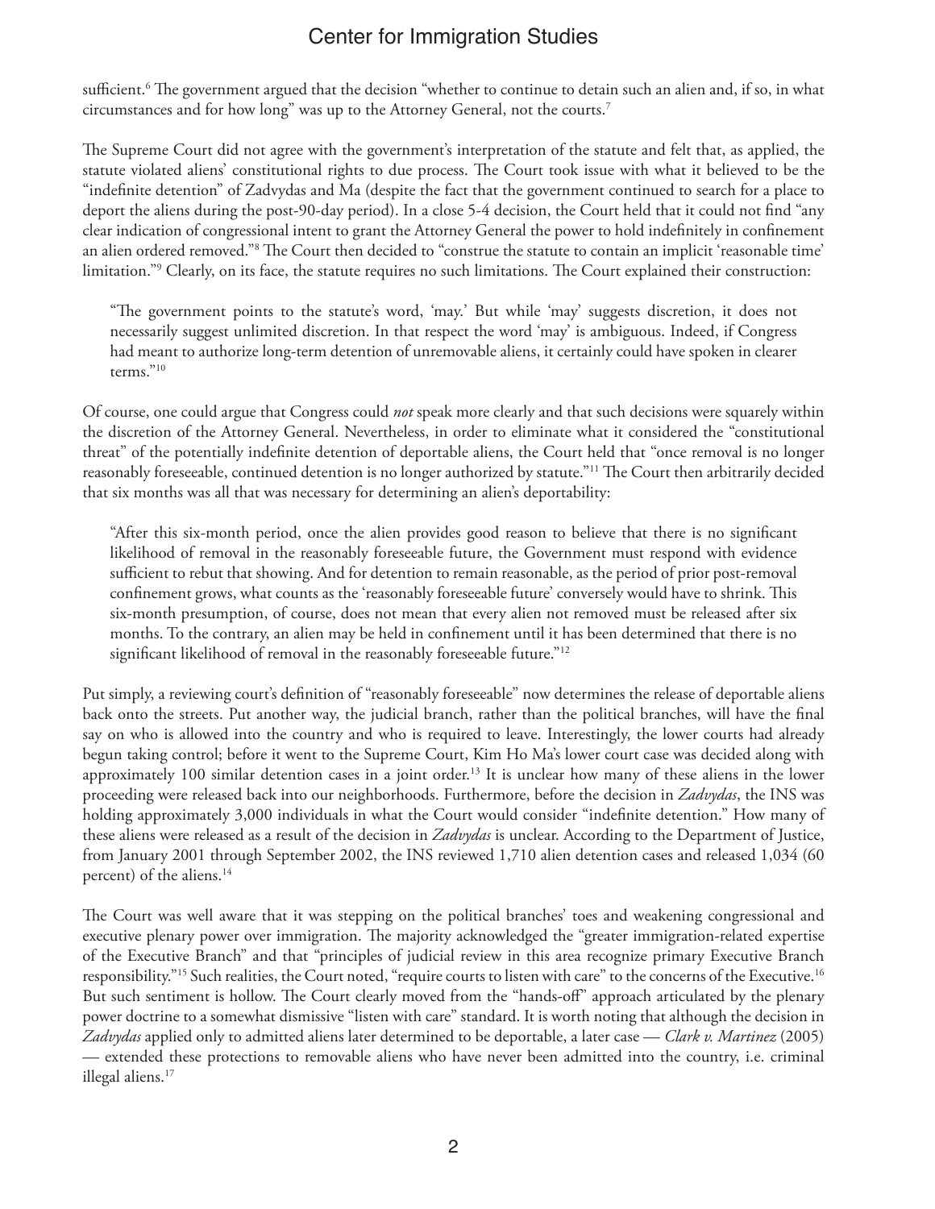sufficient.[6] The government argued that the decision "whether to continue to detain such an alien and, if so, in what circumstances and for how long" was up to the Attorney General, not the courts.[7]

The Supreme Court did not agree with the government's interpretation of the statute and felt that, as applied, the statute violated aliens' constitutional rights to due process. The Court took issue with what it believed to be the "indefinite detention" of Zadvydas and Ma (despite the fact that the government continued to search for a place to deport the aliens during the post-90-day period). In a close 5-4 decision, the Court held that it could not find "any clear indication of congressional intent to grant the Attorney General the power to hold indefinitely in confinement an alien ordered removed."[8] The Court then decided to "construe the statute to contain an implicit 'reasonable time' limitation."[9] Clearly, on its face, the statute requires no such limitations. The Court explained their construction:

> "The government points to the statute's word, 'may.' But while 'may' suggests discretion, it does not necessarily suggest unlimited discretion. In that respect the word 'may' is ambiguous. Indeed, if Congress had meant to authorize long-term detention of unremovable aliens, it certainly could have spoken in clearer terms."[10]

Of course, one could argue that Congress could *not* speak more clearly and that such decisions were squarely within the discretion of the Attorney General. Nevertheless, in order to eliminate what it considered the "constitutional threat" of the potentially indefinite detention of deportable aliens, the Court held that "once removal is no longer reasonably foreseeable, continued detention is no longer authorized by statute."[11] The Court then arbitrarily decided that six months was all that was necessary for determining an alien's deportability:

> "After this six-month period, once the alien provides good reason to believe that there is no significant likelihood of removal in the reasonably foreseeable future, the Government must respond with evidence sufficient to rebut that showing. And for detention to remain reasonable, as the period of prior post-removal confinement grows, what counts as the 'reasonably foreseeable future' conversely would have to shrink. This six-month presumption, of course, does not mean that every alien not removed must be released after six months. To the contrary, an alien may be held in confinement until it has been determined that there is no significant likelihood of removal in the reasonably foreseeable future."[12]

Put simply, a reviewing court's definition of "reasonably foreseeable" now determines the release of deportable aliens back onto the streets. Put another way, the judicial branch, rather than the political branches, will have the final say on who is allowed into the country and who is required to leave. Interestingly, the lower courts had already begun taking control; before it went to the Supreme Court, Kim Ho Ma's lower court case was decided along with approximately 100 similar detention cases in a joint order.[13] It is unclear how many of these aliens in the lower proceeding were released back into our neighborhoods. Furthermore, before the decision in *Zadvydas*, the INS was holding approximately 3,000 individuals in what the Court would consider "indefinite detention." How many of these aliens were released as a result of the decision in *Zadvydas* is unclear. According to the Department of Justice, from January 2001 through September 2002, the INS reviewed 1,710 alien detention cases and released 1,034 (60 percent) of the aliens.[14]

The Court was well aware that it was stepping on the political branches' toes and weakening congressional and executive plenary power over immigration. The majority acknowledged the "greater immigration-related expertise of the Executive Branch" and that "principles of judicial review in this area recognize primary Executive Branch responsibility."[15] Such realities, the Court noted, "require courts to listen with care" to the concerns of the Executive.[16] But such sentiment is hollow. The Court clearly moved from the "hands-off" approach articulated by the plenary power doctrine to a somewhat dismissive "listen with care" standard. It is worth noting that although the decision in *Zadvydas* applied only to admitted aliens later determined to be deportable, a later case — *Clark v. Martinez* (2005) — extended these protections to removable aliens who have never been admitted into the country, i.e. criminal illegal aliens.[17]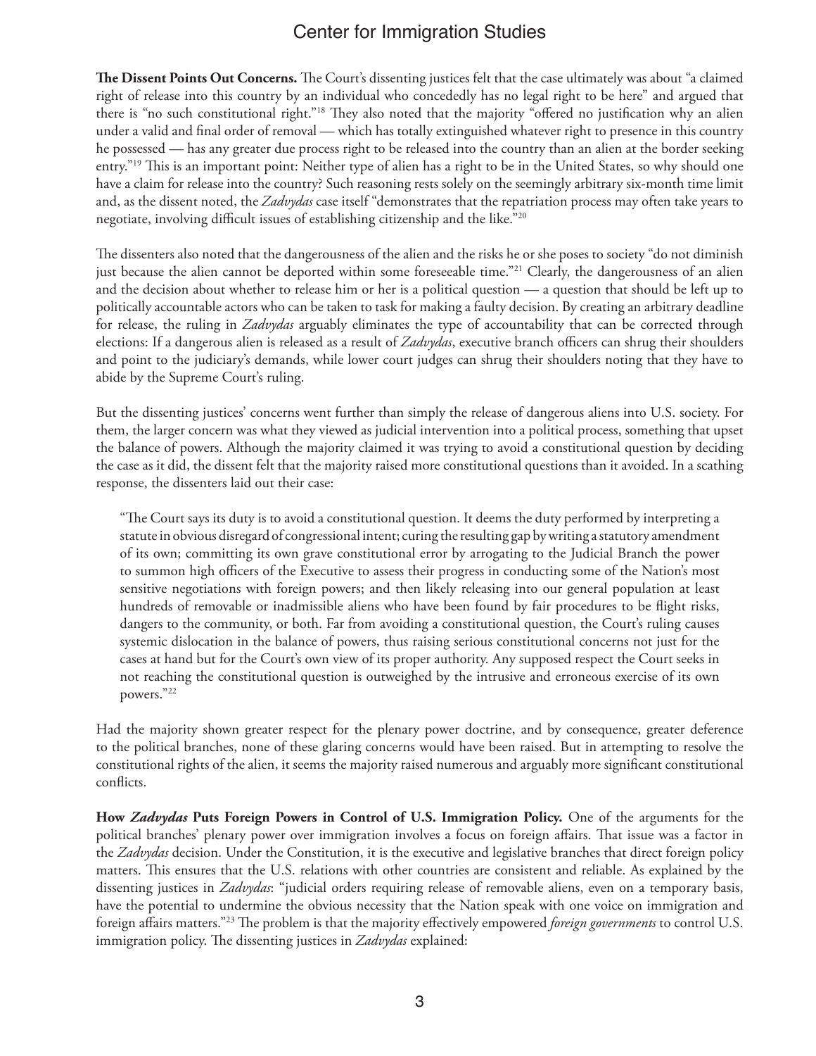**The Dissent Points Out Concerns.** The Court's dissenting justices felt that the case ultimately was about "a claimed right of release into this country by an individual who concededly has no legal right to be here" and argued that there is "no such constitutional right."[18] They also noted that the majority "offered no justification why an alien under a valid and final order of removal — which has totally extinguished whatever right to presence in this country he possessed — has any greater due process right to be released into the country than an alien at the border seeking entry."[19] This is an important point: Neither type of alien has a right to be in the United States, so why should one have a claim for release into the country? Such reasoning rests solely on the seemingly arbitrary six-month time limit and, as the dissent noted, the *Zadvydas* case itself "demonstrates that the repatriation process may often take years to negotiate, involving difficult issues of establishing citizenship and the like."[20]

The dissenters also noted that the dangerousness of the alien and the risks he or she poses to society "do not diminish just because the alien cannot be deported within some foreseeable time."[21] Clearly, the dangerousness of an alien and the decision about whether to release him or her is a political question — a question that should be left up to politically accountable actors who can be taken to task for making a faulty decision. By creating an arbitrary deadline for release, the ruling in *Zadvydas* arguably eliminates the type of accountability that can be corrected through elections: If a dangerous alien is released as a result of *Zadvydas*, executive branch officers can shrug their shoulders and point to the judiciary's demands, while lower court judges can shrug their shoulders noting that they have to abide by the Supreme Court's ruling.

But the dissenting justices' concerns went further than simply the release of dangerous aliens into U.S. society. For them, the larger concern was what they viewed as judicial intervention into a political process, something that upset the balance of powers. Although the majority claimed it was trying to avoid a constitutional question by deciding the case as it did, the dissent felt that the majority raised more constitutional questions than it avoided. In a scathing response, the dissenters laid out their case:

> "The Court says its duty is to avoid a constitutional question. It deems the duty performed by interpreting a statute in obvious disregard of congressional intent; curing the resulting gap by writing a statutory amendment of its own; committing its own grave constitutional error by arrogating to the Judicial Branch the power to summon high officers of the Executive to assess their progress in conducting some of the Nation's most sensitive negotiations with foreign powers; and then likely releasing into our general population at least hundreds of removable or inadmissible aliens who have been found by fair procedures to be flight risks, dangers to the community, or both. Far from avoiding a constitutional question, the Court's ruling causes systemic dislocation in the balance of powers, thus raising serious constitutional concerns not just for the cases at hand but for the Court's own view of its proper authority. Any supposed respect the Court seeks in not reaching the constitutional question is outweighed by the intrusive and erroneous exercise of its own powers."[22]

Had the majority shown greater respect for the plenary power doctrine, and by consequence, greater deference to the political branches, none of these glaring concerns would have been raised. But in attempting to resolve the constitutional rights of the alien, it seems the majority raised numerous and arguably more significant constitutional conflicts.

**How *Zadvydas* Puts Foreign Powers in Control of U.S. Immigration Policy.** One of the arguments for the political branches' plenary power over immigration involves a focus on foreign affairs. That issue was a factor in the *Zadvydas* decision. Under the Constitution, it is the executive and legislative branches that direct foreign policy matters. This ensures that the U.S. relations with other countries are consistent and reliable. As explained by the dissenting justices in *Zadvydas*: "judicial orders requiring release of removable aliens, even on a temporary basis, have the potential to undermine the obvious necessity that the Nation speak with one voice on immigration and foreign affairs matters."[23] The problem is that the majority effectively empowered *foreign governments* to control U.S. immigration policy. The dissenting justices in *Zadvydas* explained: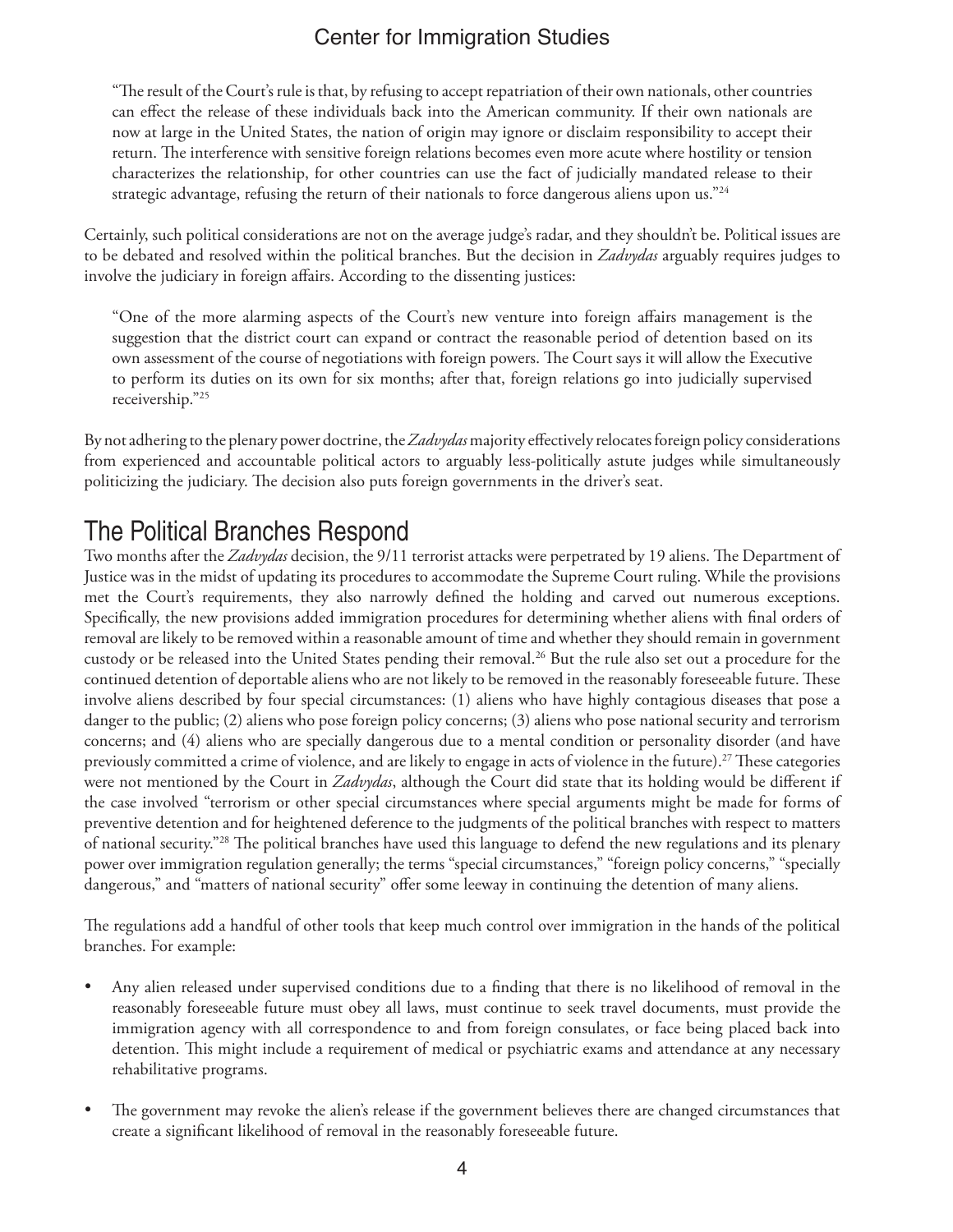> "The result of the Court's rule is that, by refusing to accept repatriation of their own nationals, other countries can effect the release of these individuals back into the American community. If their own nationals are now at large in the United States, the nation of origin may ignore or disclaim responsibility to accept their return. The interference with sensitive foreign relations becomes even more acute where hostility or tension characterizes the relationship, for other countries can use the fact of judicially mandated release to their strategic advantage, refusing the return of their nationals to force dangerous aliens upon us."[24]

Certainly, such political considerations are not on the average judge's radar, and they shouldn't be. Political issues are to be debated and resolved within the political branches. But the decision in *Zadvydas* arguably requires judges to involve the judiciary in foreign affairs. According to the dissenting justices:

> "One of the more alarming aspects of the Court's new venture into foreign affairs management is the suggestion that the district court can expand or contract the reasonable period of detention based on its own assessment of the course of negotiations with foreign powers. The Court says it will allow the Executive to perform its duties on its own for six months; after that, foreign relations go into judicially supervised receivership."[25]

By not adhering to the plenary power doctrine, the *Zadvydas* majority effectively relocates foreign policy considerations from experienced and accountable political actors to arguably less-politically astute judges while simultaneously politicizing the judiciary. The decision also puts foreign governments in the driver's seat.

## The Political Branches Respond

Two months after the *Zadvydas* decision, the 9/11 terrorist attacks were perpetrated by 19 aliens. The Department of Justice was in the midst of updating its procedures to accommodate the Supreme Court ruling. While the provisions met the Court's requirements, they also narrowly defined the holding and carved out numerous exceptions. Specifically, the new provisions added immigration procedures for determining whether aliens with final orders of removal are likely to be removed within a reasonable amount of time and whether they should remain in government custody or be released into the United States pending their removal.[26] But the rule also set out a procedure for the continued detention of deportable aliens who are not likely to be removed in the reasonably foreseeable future. These involve aliens described by four special circumstances: (1) aliens who have highly contagious diseases that pose a danger to the public; (2) aliens who pose foreign policy concerns; (3) aliens who pose national security and terrorism concerns; and (4) aliens who are specially dangerous due to a mental condition or personality disorder (and have previously committed a crime of violence, and are likely to engage in acts of violence in the future).[27] These categories were not mentioned by the Court in *Zadvydas*, although the Court did state that its holding would be different if the case involved "terrorism or other special circumstances where special arguments might be made for forms of preventive detention and for heightened deference to the judgments of the political branches with respect to matters of national security."[28] The political branches have used this language to defend the new regulations and its plenary power over immigration regulation generally; the terms "special circumstances," "foreign policy concerns," "specially dangerous," and "matters of national security" offer some leeway in continuing the detention of many aliens.

The regulations add a handful of other tools that keep much control over immigration in the hands of the political branches. For example:

- Any alien released under supervised conditions due to a finding that there is no likelihood of removal in the reasonably foreseeable future must obey all laws, must continue to seek travel documents, must provide the immigration agency with all correspondence to and from foreign consulates, or face being placed back into detention. This might include a requirement of medical or psychiatric exams and attendance at any necessary rehabilitative programs.

- The government may revoke the alien's release if the government believes there are changed circumstances that create a significant likelihood of removal in the reasonably foreseeable future.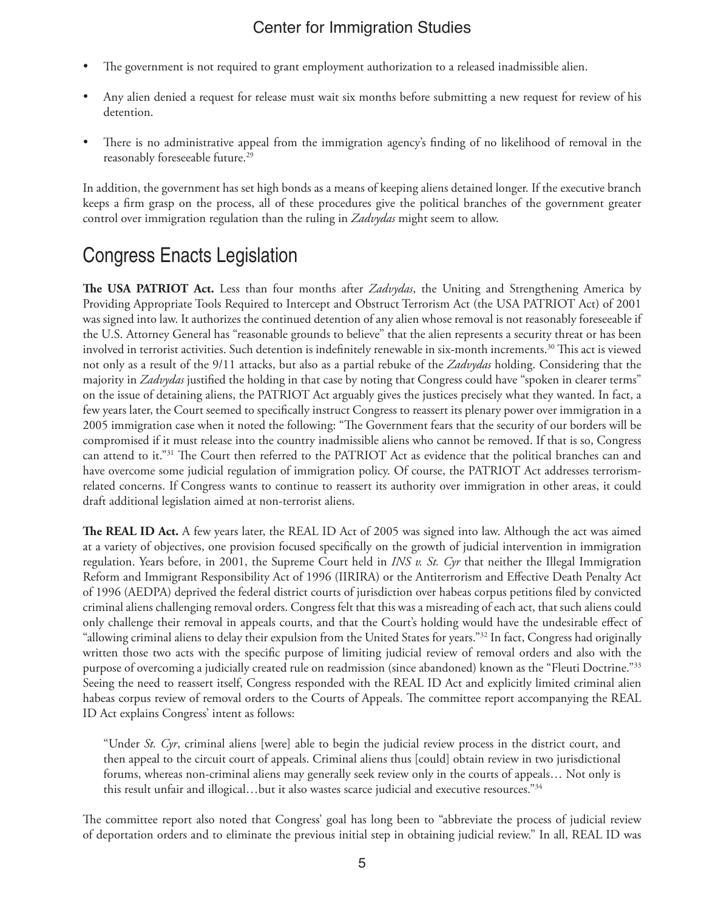- The government is not required to grant employment authorization to a released inadmissible alien.

- Any alien denied a request for release must wait six months before submitting a new request for review of his detention.

- There is no administrative appeal from the immigration agency's finding of no likelihood of removal in the reasonably foreseeable future.[29]

In addition, the government has set high bonds as a means of keeping aliens detained longer. If the executive branch keeps a firm grasp on the process, all of these procedures give the political branches of the government greater control over immigration regulation than the ruling in *Zadvydas* might seem to allow.

## Congress Enacts Legislation

**The USA PATRIOT Act.** Less than four months after *Zadvydas*, the Uniting and Strengthening America by Providing Appropriate Tools Required to Intercept and Obstruct Terrorism Act (the USA PATRIOT Act) of 2001 was signed into law. It authorizes the continued detention of any alien whose removal is not reasonably foreseeable if the U.S. Attorney General has "reasonable grounds to believe" that the alien represents a security threat or has been involved in terrorist activities. Such detention is indefinitely renewable in six-month increments.[30] This act is viewed not only as a result of the 9/11 attacks, but also as a partial rebuke of the *Zadvydas* holding. Considering that the majority in *Zadvydas* justified the holding in that case by noting that Congress could have "spoken in clearer terms" on the issue of detaining aliens, the PATRIOT Act arguably gives the justices precisely what they wanted. In fact, a few years later, the Court seemed to specifically instruct Congress to reassert its plenary power over immigration in a 2005 immigration case when it noted the following: "The Government fears that the security of our borders will be compromised if it must release into the country inadmissible aliens who cannot be removed. If that is so, Congress can attend to it."[31] The Court then referred to the PATRIOT Act as evidence that the political branches can and have overcome some judicial regulation of immigration policy. Of course, the PATRIOT Act addresses terrorism-related concerns. If Congress wants to continue to reassert its authority over immigration in other areas, it could draft additional legislation aimed at non-terrorist aliens.

**The REAL ID Act.** A few years later, the REAL ID Act of 2005 was signed into law. Although the act was aimed at a variety of objectives, one provision focused specifically on the growth of judicial intervention in immigration regulation. Years before, in 2001, the Supreme Court held in *INS v. St. Cyr* that neither the Illegal Immigration Reform and Immigrant Responsibility Act of 1996 (IIRIRA) or the Antiterrorism and Effective Death Penalty Act of 1996 (AEDPA) deprived the federal district courts of jurisdiction over habeas corpus petitions filed by convicted criminal aliens challenging removal orders. Congress felt that this was a misreading of each act, that such aliens could only challenge their removal in appeals courts, and that the Court's holding would have the undesirable effect of "allowing criminal aliens to delay their expulsion from the United States for years."[32] In fact, Congress had originally written those two acts with the specific purpose of limiting judicial review of removal orders and also with the purpose of overcoming a judicially created rule on readmission (since abandoned) known as the "Fleuti Doctrine."[33] Seeing the need to reassert itself, Congress responded with the REAL ID Act and explicitly limited criminal alien habeas corpus review of removal orders to the Courts of Appeals. The committee report accompanying the REAL ID Act explains Congress' intent as follows:

> "Under *St. Cyr*, criminal aliens [were] able to begin the judicial review process in the district court, and then appeal to the circuit court of appeals. Criminal aliens thus [could] obtain review in two jurisdictional forums, whereas non-criminal aliens may generally seek review only in the courts of appeals… Not only is this result unfair and illogical…but it also wastes scarce judicial and executive resources."[34]

The committee report also noted that Congress' goal has long been to "abbreviate the process of judicial review of deportation orders and to eliminate the previous initial step in obtaining judicial review." In all, REAL ID was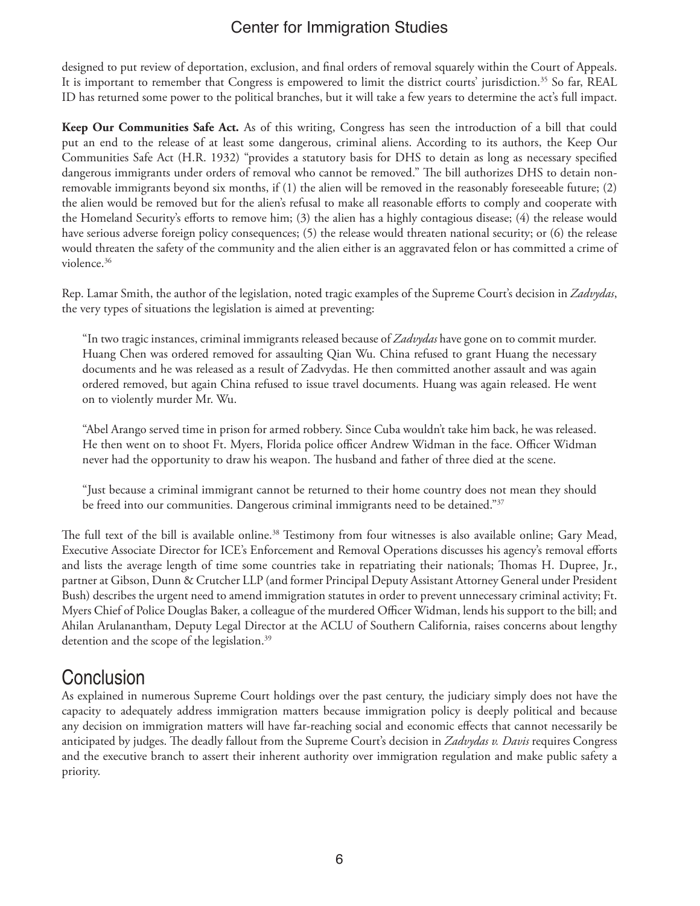designed to put review of deportation, exclusion, and final orders of removal squarely within the Court of Appeals. It is important to remember that Congress is empowered to limit the district courts' jurisdiction.[35] So far, REAL ID has returned some power to the political branches, but it will take a few years to determine the act's full impact.

**Keep Our Communities Safe Act.** As of this writing, Congress has seen the introduction of a bill that could put an end to the release of at least some dangerous, criminal aliens. According to its authors, the Keep Our Communities Safe Act (H.R. 1932) "provides a statutory basis for DHS to detain as long as necessary specified dangerous immigrants under orders of removal who cannot be removed." The bill authorizes DHS to detain non-removable immigrants beyond six months, if (1) the alien will be removed in the reasonably foreseeable future; (2) the alien would be removed but for the alien's refusal to make all reasonable efforts to comply and cooperate with the Homeland Security's efforts to remove him; (3) the alien has a highly contagious disease; (4) the release would have serious adverse foreign policy consequences; (5) the release would threaten national security; or (6) the release would threaten the safety of the community and the alien either is an aggravated felon or has committed a crime of violence.[36]

Rep. Lamar Smith, the author of the legislation, noted tragic examples of the Supreme Court's decision in *Zadvydas*, the very types of situations the legislation is aimed at preventing:

> "In two tragic instances, criminal immigrants released because of *Zadvydas* have gone on to commit murder. Huang Chen was ordered removed for assaulting Qian Wu. China refused to grant Huang the necessary documents and he was released as a result of Zadvydas. He then committed another assault and was again ordered removed, but again China refused to issue travel documents. Huang was again released. He went on to violently murder Mr. Wu.
>
> "Abel Arango served time in prison for armed robbery. Since Cuba wouldn't take him back, he was released. He then went on to shoot Ft. Myers, Florida police officer Andrew Widman in the face. Officer Widman never had the opportunity to draw his weapon. The husband and father of three died at the scene.
>
> "Just because a criminal immigrant cannot be returned to their home country does not mean they should be freed into our communities. Dangerous criminal immigrants need to be detained."[37]

The full text of the bill is available online.[38] Testimony from four witnesses is also available online; Gary Mead, Executive Associate Director for ICE's Enforcement and Removal Operations discusses his agency's removal efforts and lists the average length of time some countries take in repatriating their nationals; Thomas H. Dupree, Jr., partner at Gibson, Dunn & Crutcher LLP (and former Principal Deputy Assistant Attorney General under President Bush) describes the urgent need to amend immigration statutes in order to prevent unnecessary criminal activity; Ft. Myers Chief of Police Douglas Baker, a colleague of the murdered Officer Widman, lends his support to the bill; and Ahilan Arulanantham, Deputy Legal Director at the ACLU of Southern California, raises concerns about lengthy detention and the scope of the legislation.[39]

## Conclusion

As explained in numerous Supreme Court holdings over the past century, the judiciary simply does not have the capacity to adequately address immigration matters because immigration policy is deeply political and because any decision on immigration matters will have far-reaching social and economic effects that cannot necessarily be anticipated by judges. The deadly fallout from the Supreme Court's decision in *Zadvydas v. Davis* requires Congress and the executive branch to assert their inherent authority over immigration regulation and make public safety a priority.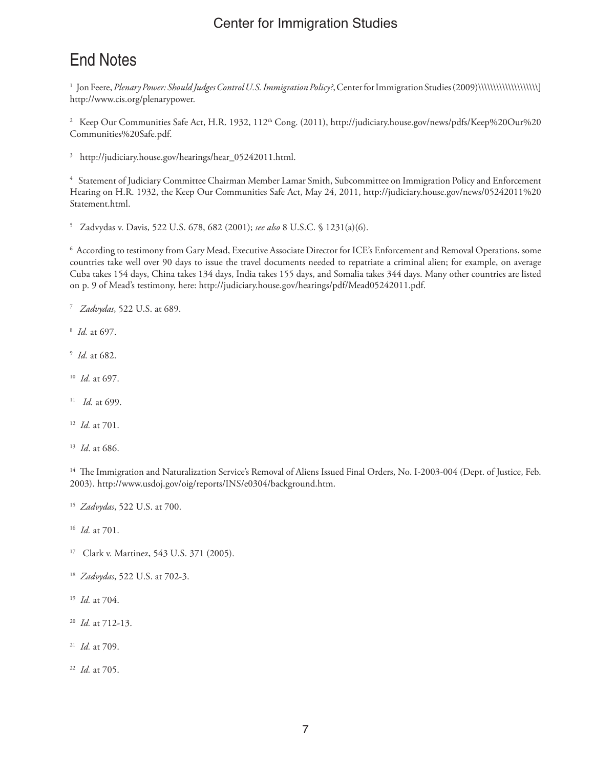# End Notes

[1] Jon Feere, *Plenary Power: Should Judges Control U.S. Immigration Policy?*, Center for Immigration Studies (2009)\\\\\\\\\\\\\\\\\\\\] http://www.cis.org/plenarypower.

[2] Keep Our Communities Safe Act, H.R. 1932, 112th Cong. (2011), http://judiciary.house.gov/news/pdfs/Keep%20Our%20Communities%20Safe.pdf.

[3] http://judiciary.house.gov/hearings/hear_05242011.html.

[4] Statement of Judiciary Committee Chairman Member Lamar Smith, Subcommittee on Immigration Policy and Enforcement Hearing on H.R. 1932, the Keep Our Communities Safe Act, May 24, 2011, http://judiciary.house.gov/news/05242011%20Statement.html.

[5] Zadvydas v. Davis, 522 U.S. 678, 682 (2001); *see also* 8 U.S.C. § 1231(a)(6).

[6] According to testimony from Gary Mead, Executive Associate Director for ICE's Enforcement and Removal Operations, some countries take well over 90 days to issue the travel documents needed to repatriate a criminal alien; for example, on average Cuba takes 154 days, China takes 134 days, India takes 155 days, and Somalia takes 344 days. Many other countries are listed on p. 9 of Mead's testimony, here: http://judiciary.house.gov/hearings/pdf/Mead05242011.pdf.

[7] *Zadvydas*, 522 U.S. at 689.

[8] *Id.* at 697.

[9] *Id.* at 682.

[10] *Id.* at 697.

[11] *Id.* at 699.

[12] *Id.* at 701.

[13] *Id*. at 686.

[14] The Immigration and Naturalization Service's Removal of Aliens Issued Final Orders, No. I-2003-004 (Dept. of Justice, Feb. 2003). http://www.usdoj.gov/oig/reports/INS/e0304/background.htm.

[15] *Zadvydas*, 522 U.S. at 700.

[16] *Id.* at 701.

[17] Clark v. Martinez, 543 U.S. 371 (2005).

[18] *Zadvydas*, 522 U.S. at 702-3.

[19] *Id.* at 704.

[20] *Id.* at 712-13.

[21] *Id.* at 709.

[22] *Id.* at 705.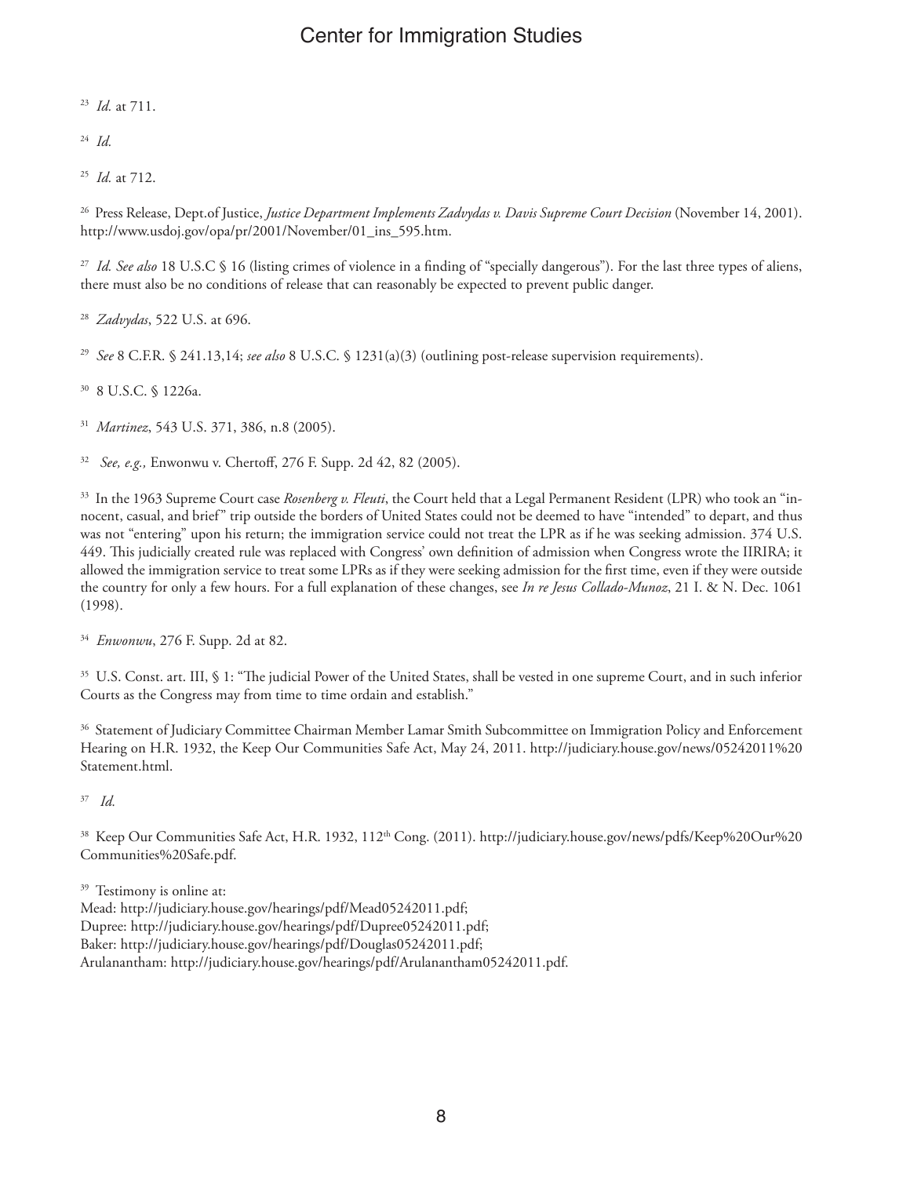[23] *Id.* at 711.

[24] *Id.*

[25] *Id.* at 712.

[26] Press Release, Dept.of Justice, *Justice Department Implements Zadvydas v. Davis Supreme Court Decision* (November 14, 2001). http://www.usdoj.gov/opa/pr/2001/November/01_ins_595.htm.

[27] *Id. See also* 18 U.S.C § 16 (listing crimes of violence in a finding of "specially dangerous"). For the last three types of aliens, there must also be no conditions of release that can reasonably be expected to prevent public danger.

[28] *Zadvydas*, 522 U.S. at 696.

[29] *See* 8 C.F.R. § 241.13,14; *see also* 8 U.S.C. § 1231(a)(3) (outlining post-release supervision requirements).

[30] 8 U.S.C. § 1226a.

[31] *Martinez*, 543 U.S. 371, 386, n.8 (2005).

[32] *See, e.g.,* Enwonwu v. Chertoff, 276 F. Supp. 2d 42, 82 (2005).

[33] In the 1963 Supreme Court case *Rosenberg v. Fleuti*, the Court held that a Legal Permanent Resident (LPR) who took an "innocent, casual, and brief" trip outside the borders of United States could not be deemed to have "intended" to depart, and thus was not "entering" upon his return; the immigration service could not treat the LPR as if he was seeking admission. 374 U.S. 449. This judicially created rule was replaced with Congress' own definition of admission when Congress wrote the IIRIRA; it allowed the immigration service to treat some LPRs as if they were seeking admission for the first time, even if they were outside the country for only a few hours. For a full explanation of these changes, see *In re Jesus Collado-Munoz*, 21 I. & N. Dec. 1061 (1998).

[34] *Enwonwu*, 276 F. Supp. 2d at 82.

[35] U.S. Const. art. III, § 1: "The judicial Power of the United States, shall be vested in one supreme Court, and in such inferior Courts as the Congress may from time to time ordain and establish."

[36] Statement of Judiciary Committee Chairman Member Lamar Smith Subcommittee on Immigration Policy and Enforcement Hearing on H.R. 1932, the Keep Our Communities Safe Act, May 24, 2011. http://judiciary.house.gov/news/05242011%20Statement.html.

[37] *Id.*

[38] Keep Our Communities Safe Act, H.R. 1932, 112th Cong. (2011). http://judiciary.house.gov/news/pdfs/Keep%20Our%20Communities%20Safe.pdf.

[39] Testimony is online at:
Mead: http://judiciary.house.gov/hearings/pdf/Mead05242011.pdf;
Dupree: http://judiciary.house.gov/hearings/pdf/Dupree05242011.pdf;
Baker: http://judiciary.house.gov/hearings/pdf/Douglas05242011.pdf;
Arulanantham: http://judiciary.house.gov/hearings/pdf/Arulanantham05242011.pdf.